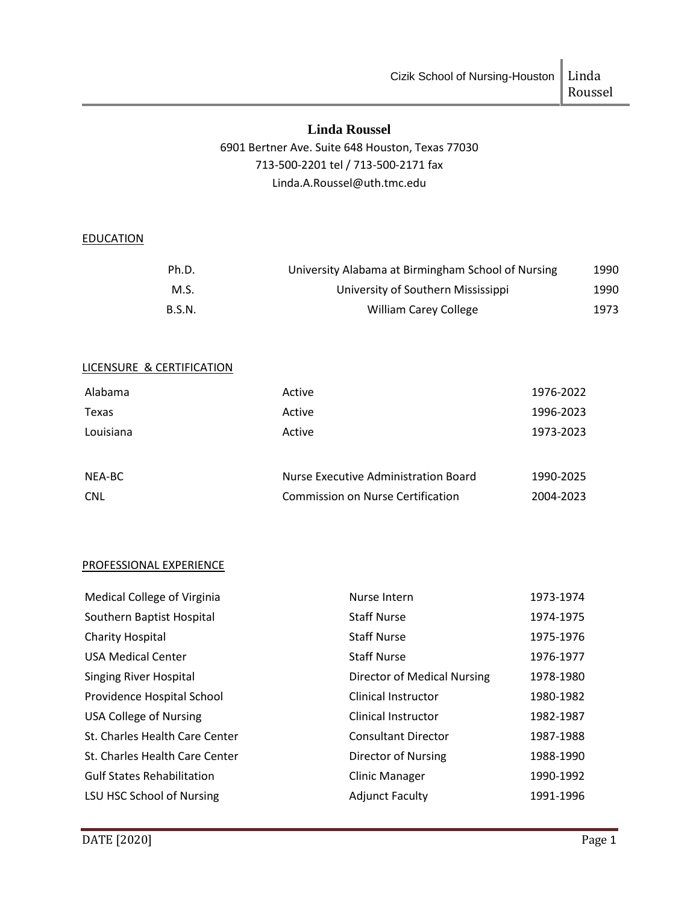# Linda Roussel

6901 Bertner Ave. Suite 648 Houston, Texas 77030
713-500-2201 tel / 713-500-2171 fax
Linda.A.Roussel@uth.tmc.edu

## EDUCATION

| | | |
|---|---|---|
| Ph.D. | University Alabama at Birmingham School of Nursing | 1990 |
| M.S. | University of Southern Mississippi | 1990 |
| B.S.N. | William Carey College | 1973 |

## LICENSURE & CERTIFICATION

| | | |
|---|---|---|
| Alabama | Active | 1976-2022 |
| Texas | Active | 1996-2023 |
| Louisiana | Active | 1973-2023 |
| | | |
| NEA-BC | Nurse Executive Administration Board | 1990-2025 |
| CNL | Commission on Nurse Certification | 2004-2023 |

## PROFESSIONAL EXPERIENCE

| | | |
|---|---|---|
| Medical College of Virginia | Nurse Intern | 1973-1974 |
| Southern Baptist Hospital | Staff Nurse | 1974-1975 |
| Charity Hospital | Staff Nurse | 1975-1976 |
| USA Medical Center | Staff Nurse | 1976-1977 |
| Singing River Hospital | Director of Medical Nursing | 1978-1980 |
| Providence Hospital School | Clinical Instructor | 1980-1982 |
| USA College of Nursing | Clinical Instructor | 1982-1987 |
| St. Charles Health Care Center | Consultant Director | 1987-1988 |
| St. Charles Health Care Center | Director of Nursing | 1988-1990 |
| Gulf States Rehabilitation | Clinic Manager | 1990-1992 |
| LSU HSC School of Nursing | Adjunct Faculty | 1991-1996 |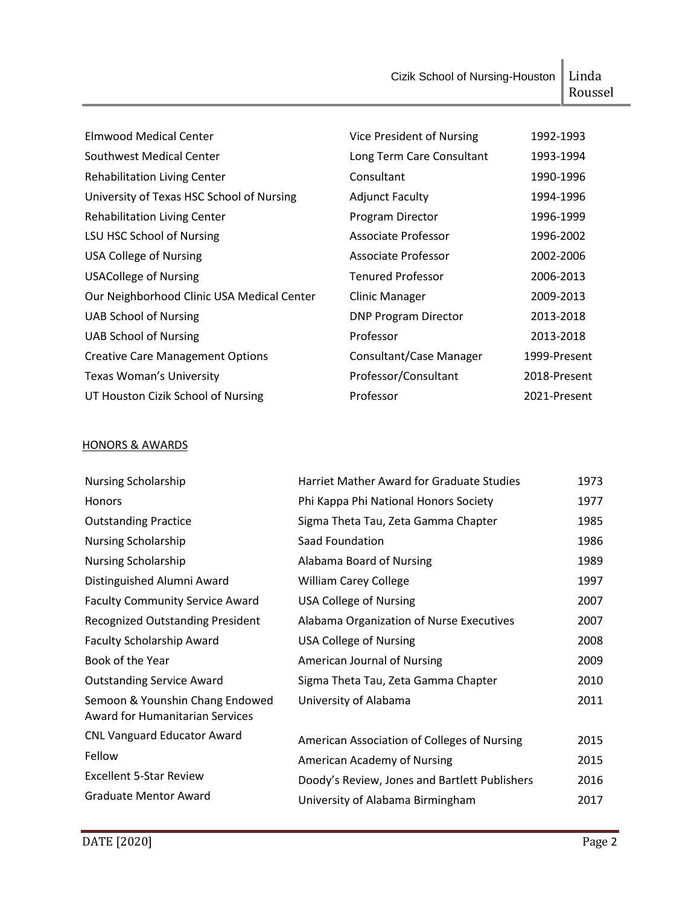| | | |
|---|---|---|
| Elmwood Medical Center | Vice President of Nursing | 1992-1993 |
| Southwest Medical Center | Long Term Care Consultant | 1993-1994 |
| Rehabilitation Living Center | Consultant | 1990-1996 |
| University of Texas HSC School of Nursing | Adjunct Faculty | 1994-1996 |
| Rehabilitation Living Center | Program Director | 1996-1999 |
| LSU HSC School of Nursing | Associate Professor | 1996-2002 |
| USA College of Nursing | Associate Professor | 2002-2006 |
| USACollege of Nursing | Tenured Professor | 2006-2013 |
| Our Neighborhood Clinic USA Medical Center | Clinic Manager | 2009-2013 |
| UAB School of Nursing | DNP Program Director | 2013-2018 |
| UAB School of Nursing | Professor | 2013-2018 |
| Creative Care Management Options | Consultant/Case Manager | 1999-Present |
| Texas Woman's University | Professor/Consultant | 2018-Present |
| UT Houston Cizik School of Nursing | Professor | 2021-Present |

## HONORS & AWARDS

| | | |
|---|---|---|
| Nursing Scholarship | Harriet Mather Award for Graduate Studies | 1973 |
| Honors | Phi Kappa Phi National Honors Society | 1977 |
| Outstanding Practice | Sigma Theta Tau, Zeta Gamma Chapter | 1985 |
| Nursing Scholarship | Saad Foundation | 1986 |
| Nursing Scholarship | Alabama Board of Nursing | 1989 |
| Distinguished Alumni Award | William Carey College | 1997 |
| Faculty Community Service Award | USA College of Nursing | 2007 |
| Recognized Outstanding President | Alabama Organization of Nurse Executives | 2007 |
| Faculty Scholarship Award | USA College of Nursing | 2008 |
| Book of the Year | American Journal of Nursing | 2009 |
| Outstanding Service Award | Sigma Theta Tau, Zeta Gamma Chapter | 2010 |
| Semoon & Younshin Chang Endowed Award for Humanitarian Services | University of Alabama | 2011 |
| CNL Vanguard Educator Award | American Association of Colleges of Nursing | 2015 |
| Fellow | American Academy of Nursing | 2015 |
| Excellent 5-Star Review | Doody's Review, Jones and Bartlett Publishers | 2016 |
| Graduate Mentor Award | University of Alabama Birmingham | 2017 |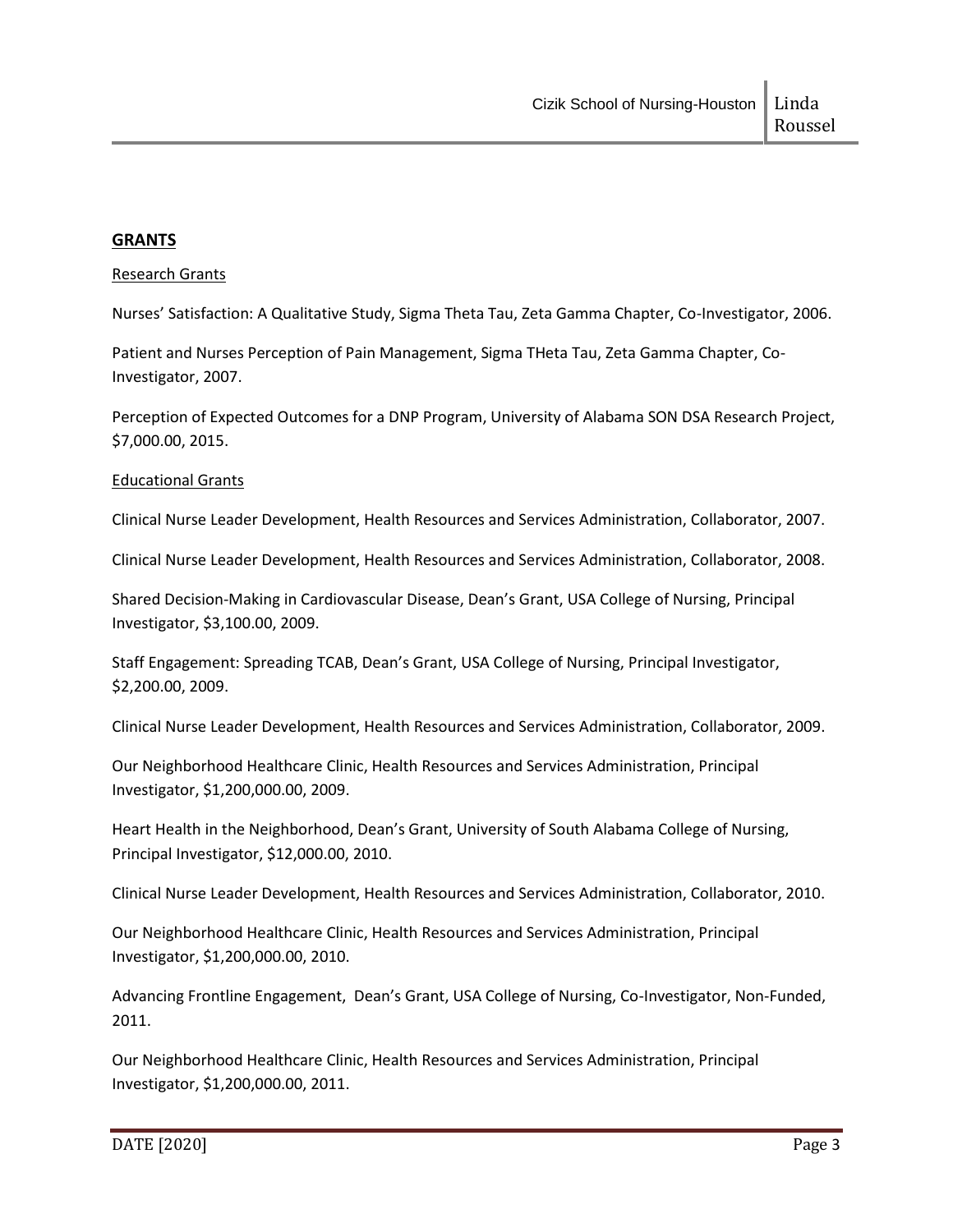## GRANTS

### Research Grants

Nurses' Satisfaction: A Qualitative Study, Sigma Theta Tau, Zeta Gamma Chapter, Co-Investigator, 2006.

Patient and Nurses Perception of Pain Management, Sigma THeta Tau, Zeta Gamma Chapter, Co-Investigator, 2007.

Perception of Expected Outcomes for a DNP Program, University of Alabama SON DSA Research Project, $7,000.00, 2015.

### Educational Grants

Clinical Nurse Leader Development, Health Resources and Services Administration, Collaborator, 2007.

Clinical Nurse Leader Development, Health Resources and Services Administration, Collaborator, 2008.

Shared Decision-Making in Cardiovascular Disease, Dean's Grant, USA College of Nursing, Principal Investigator, $3,100.00, 2009.

Staff Engagement: Spreading TCAB, Dean's Grant, USA College of Nursing, Principal Investigator, $2,200.00, 2009.

Clinical Nurse Leader Development, Health Resources and Services Administration, Collaborator, 2009.

Our Neighborhood Healthcare Clinic, Health Resources and Services Administration, Principal Investigator, $1,200,000.00, 2009.

Heart Health in the Neighborhood, Dean's Grant, University of South Alabama College of Nursing, Principal Investigator, $12,000.00, 2010.

Clinical Nurse Leader Development, Health Resources and Services Administration, Collaborator, 2010.

Our Neighborhood Healthcare Clinic, Health Resources and Services Administration, Principal Investigator, $1,200,000.00, 2010.

Advancing Frontline Engagement, Dean's Grant, USA College of Nursing, Co-Investigator, Non-Funded, 2011.

Our Neighborhood Healthcare Clinic, Health Resources and Services Administration, Principal Investigator, $1,200,000.00, 2011.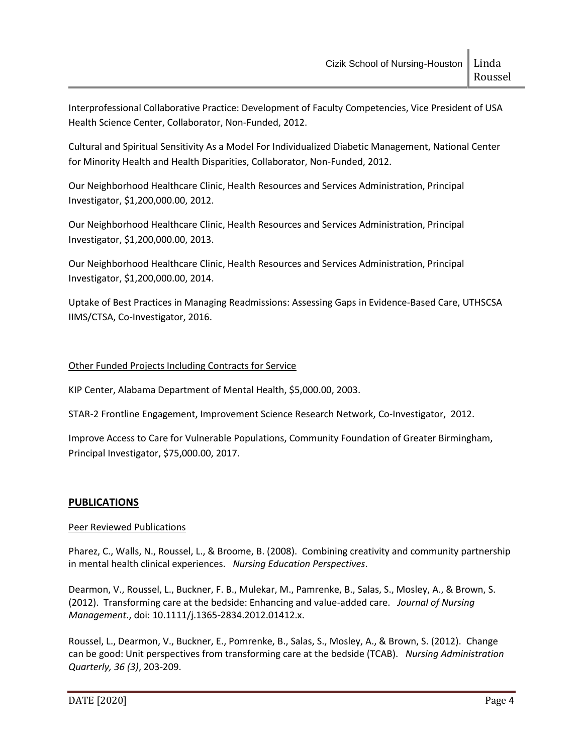Interprofessional Collaborative Practice: Development of Faculty Competencies, Vice President of USA Health Science Center, Collaborator, Non-Funded, 2012.

Cultural and Spiritual Sensitivity As a Model For Individualized Diabetic Management, National Center for Minority Health and Health Disparities, Collaborator, Non-Funded, 2012.

Our Neighborhood Healthcare Clinic, Health Resources and Services Administration, Principal Investigator, $1,200,000.00, 2012.

Our Neighborhood Healthcare Clinic, Health Resources and Services Administration, Principal Investigator, $1,200,000.00, 2013.

Our Neighborhood Healthcare Clinic, Health Resources and Services Administration, Principal Investigator, $1,200,000.00, 2014.

Uptake of Best Practices in Managing Readmissions: Assessing Gaps in Evidence-Based Care, UTHSCSA IIMS/CTSA, Co-Investigator, 2016.

<u>Other Funded Projects Including Contracts for Service</u>

KIP Center, Alabama Department of Mental Health, $5,000.00, 2003.

STAR-2 Frontline Engagement, Improvement Science Research Network, Co-Investigator, 2012.

Improve Access to Care for Vulnerable Populations, Community Foundation of Greater Birmingham, Principal Investigator, $75,000.00, 2017.

## PUBLICATIONS

<u>Peer Reviewed Publications</u>

Pharez, C., Walls, N., Roussel, L., & Broome, B. (2008). Combining creativity and community partnership in mental health clinical experiences. *Nursing Education Perspectives*.

Dearmon, V., Roussel, L., Buckner, F. B., Mulekar, M., Pamrenke, B., Salas, S., Mosley, A., & Brown, S. (2012). Transforming care at the bedside: Enhancing and value-added care. *Journal of Nursing Management*., doi: 10.1111/j.1365-2834.2012.01412.x.

Roussel, L., Dearmon, V., Buckner, E., Pomrenke, B., Salas, S., Mosley, A., & Brown, S. (2012). Change can be good: Unit perspectives from transforming care at the bedside (TCAB). *Nursing Administration Quarterly, 36 (3)*, 203-209.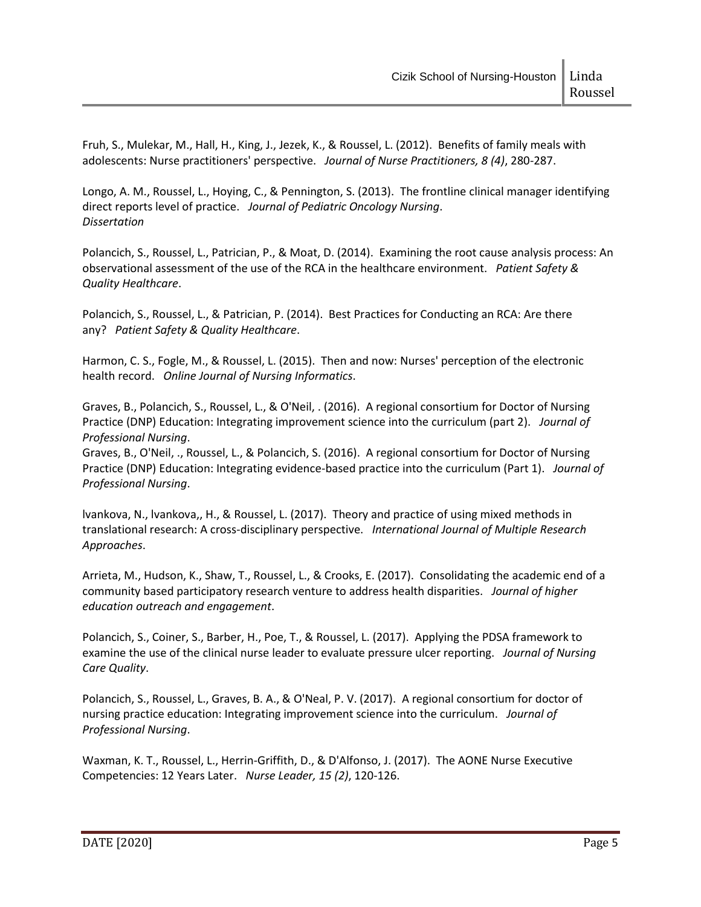Fruh, S., Mulekar, M., Hall, H., King, J., Jezek, K., & Roussel, L. (2012). Benefits of family meals with adolescents: Nurse practitioners' perspective. *Journal of Nurse Practitioners, 8 (4)*, 280-287.

Longo, A. M., Roussel, L., Hoying, C., & Pennington, S. (2013). The frontline clinical manager identifying direct reports level of practice. *Journal of Pediatric Oncology Nursing*.
*Dissertation*

Polancich, S., Roussel, L., Patrician, P., & Moat, D. (2014). Examining the root cause analysis process: An observational assessment of the use of the RCA in the healthcare environment. *Patient Safety & Quality Healthcare*.

Polancich, S., Roussel, L., & Patrician, P. (2014). Best Practices for Conducting an RCA: Are there any? *Patient Safety & Quality Healthcare*.

Harmon, C. S., Fogle, M., & Roussel, L. (2015). Then and now: Nurses' perception of the electronic health record. *Online Journal of Nursing Informatics*.

Graves, B., Polancich, S., Roussel, L., & O'Neil, . (2016). A regional consortium for Doctor of Nursing Practice (DNP) Education: Integrating improvement science into the curriculum (part 2). *Journal of Professional Nursing*.
Graves, B., O'Neil, ., Roussel, L., & Polancich, S. (2016). A regional consortium for Doctor of Nursing Practice (DNP) Education: Integrating evidence-based practice into the curriculum (Part 1). *Journal of Professional Nursing*.

lvankova, N., lvankova,, H., & Roussel, L. (2017). Theory and practice of using mixed methods in translational research: A cross-disciplinary perspective. *International Journal of Multiple Research Approaches*.

Arrieta, M., Hudson, K., Shaw, T., Roussel, L., & Crooks, E. (2017). Consolidating the academic end of a community based participatory research venture to address health disparities. *Journal of higher education outreach and engagement*.

Polancich, S., Coiner, S., Barber, H., Poe, T., & Roussel, L. (2017). Applying the PDSA framework to examine the use of the clinical nurse leader to evaluate pressure ulcer reporting. *Journal of Nursing Care Quality*.

Polancich, S., Roussel, L., Graves, B. A., & O'Neal, P. V. (2017). A regional consortium for doctor of nursing practice education: Integrating improvement science into the curriculum. *Journal of Professional Nursing*.

Waxman, K. T., Roussel, L., Herrin-Griffith, D., & D'Alfonso, J. (2017). The AONE Nurse Executive Competencies: 12 Years Later. *Nurse Leader, 15 (2)*, 120-126.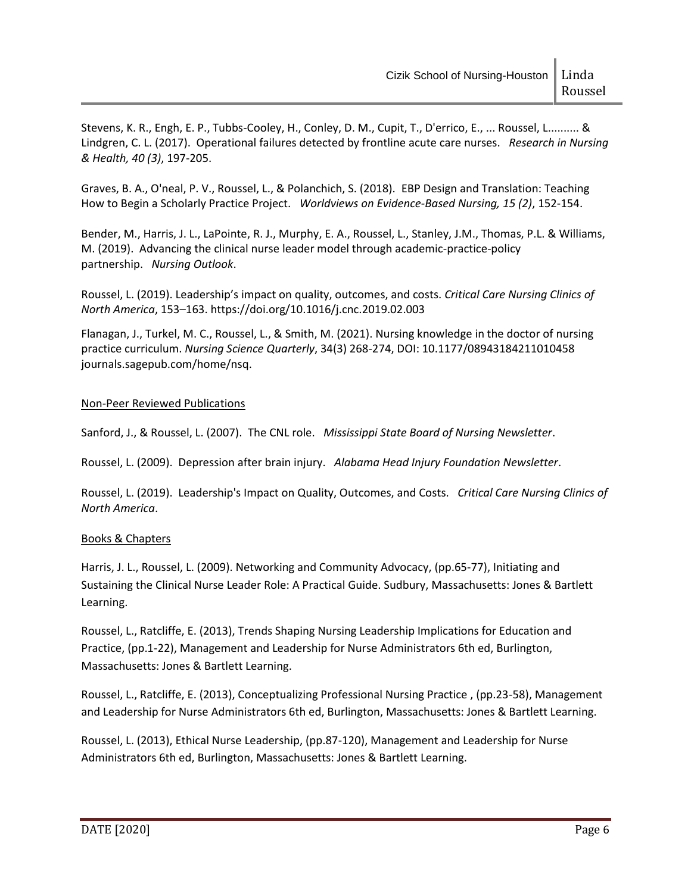Stevens, K. R., Engh, E. P., Tubbs-Cooley, H., Conley, D. M., Cupit, T., D'errico, E., ... Roussel, L.......... & Lindgren, C. L. (2017). Operational failures detected by frontline acute care nurses. *Research in Nursing & Health, 40 (3)*, 197-205.

Graves, B. A., O'neal, P. V., Roussel, L., & Polanchich, S. (2018). EBP Design and Translation: Teaching How to Begin a Scholarly Practice Project. *Worldviews on Evidence-Based Nursing, 15 (2)*, 152-154.

Bender, M., Harris, J. L., LaPointe, R. J., Murphy, E. A., Roussel, L., Stanley, J.M., Thomas, P.L. & Williams, M. (2019). Advancing the clinical nurse leader model through academic-practice-policy partnership. *Nursing Outlook*.

Roussel, L. (2019). Leadership's impact on quality, outcomes, and costs. *Critical Care Nursing Clinics of North America*, 153–163. https://doi.org/10.1016/j.cnc.2019.02.003

Flanagan, J., Turkel, M. C., Roussel, L., & Smith, M. (2021). Nursing knowledge in the doctor of nursing practice curriculum. *Nursing Science Quarterly*, 34(3) 268-274, DOI: 10.1177/08943184211010458 journals.sagepub.com/home/nsq.

Non-Peer Reviewed Publications

Sanford, J., & Roussel, L. (2007). The CNL role. *Mississippi State Board of Nursing Newsletter*.

Roussel, L. (2009). Depression after brain injury. *Alabama Head Injury Foundation Newsletter*.

Roussel, L. (2019). Leadership's Impact on Quality, Outcomes, and Costs. *Critical Care Nursing Clinics of North America*.

Books & Chapters

Harris, J. L., Roussel, L. (2009). Networking and Community Advocacy, (pp.65-77), Initiating and Sustaining the Clinical Nurse Leader Role: A Practical Guide. Sudbury, Massachusetts: Jones & Bartlett Learning.

Roussel, L., Ratcliffe, E. (2013), Trends Shaping Nursing Leadership Implications for Education and Practice, (pp.1-22), Management and Leadership for Nurse Administrators 6th ed, Burlington, Massachusetts: Jones & Bartlett Learning.

Roussel, L., Ratcliffe, E. (2013), Conceptualizing Professional Nursing Practice , (pp.23-58), Management and Leadership for Nurse Administrators 6th ed, Burlington, Massachusetts: Jones & Bartlett Learning.

Roussel, L. (2013), Ethical Nurse Leadership, (pp.87-120), Management and Leadership for Nurse Administrators 6th ed, Burlington, Massachusetts: Jones & Bartlett Learning.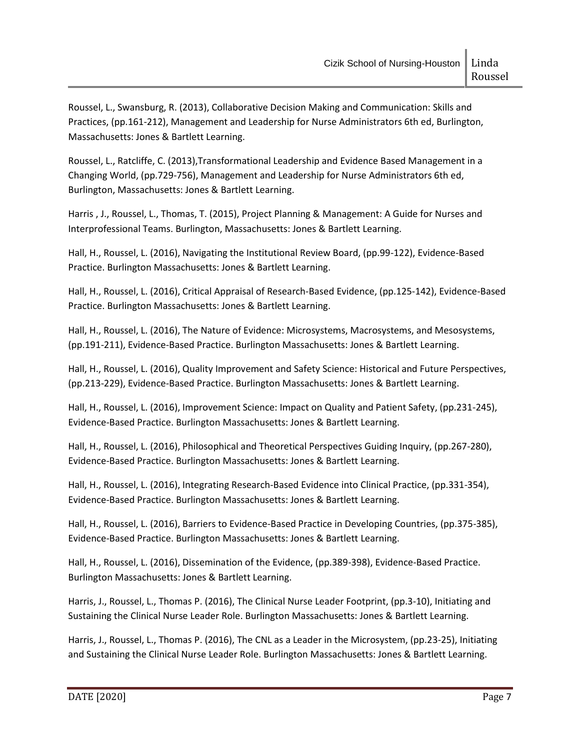Roussel, L., Swansburg, R. (2013), Collaborative Decision Making and Communication: Skills and Practices, (pp.161-212), Management and Leadership for Nurse Administrators 6th ed, Burlington, Massachusetts: Jones & Bartlett Learning.

Roussel, L., Ratcliffe, C. (2013),Transformational Leadership and Evidence Based Management in a Changing World, (pp.729-756), Management and Leadership for Nurse Administrators 6th ed, Burlington, Massachusetts: Jones & Bartlett Learning.

Harris , J., Roussel, L., Thomas, T. (2015), Project Planning & Management: A Guide for Nurses and Interprofessional Teams. Burlington, Massachusetts: Jones & Bartlett Learning.

Hall, H., Roussel, L. (2016), Navigating the Institutional Review Board, (pp.99-122), Evidence-Based Practice. Burlington Massachusetts: Jones & Bartlett Learning.

Hall, H., Roussel, L. (2016), Critical Appraisal of Research-Based Evidence, (pp.125-142), Evidence-Based Practice. Burlington Massachusetts: Jones & Bartlett Learning.

Hall, H., Roussel, L. (2016), The Nature of Evidence: Microsystems, Macrosystems, and Mesosystems, (pp.191-211), Evidence-Based Practice. Burlington Massachusetts: Jones & Bartlett Learning.

Hall, H., Roussel, L. (2016), Quality Improvement and Safety Science: Historical and Future Perspectives, (pp.213-229), Evidence-Based Practice. Burlington Massachusetts: Jones & Bartlett Learning.

Hall, H., Roussel, L. (2016), Improvement Science: Impact on Quality and Patient Safety, (pp.231-245), Evidence-Based Practice. Burlington Massachusetts: Jones & Bartlett Learning.

Hall, H., Roussel, L. (2016), Philosophical and Theoretical Perspectives Guiding Inquiry, (pp.267-280), Evidence-Based Practice. Burlington Massachusetts: Jones & Bartlett Learning.

Hall, H., Roussel, L. (2016), Integrating Research-Based Evidence into Clinical Practice, (pp.331-354), Evidence-Based Practice. Burlington Massachusetts: Jones & Bartlett Learning.

Hall, H., Roussel, L. (2016), Barriers to Evidence-Based Practice in Developing Countries, (pp.375-385), Evidence-Based Practice. Burlington Massachusetts: Jones & Bartlett Learning.

Hall, H., Roussel, L. (2016), Dissemination of the Evidence, (pp.389-398), Evidence-Based Practice. Burlington Massachusetts: Jones & Bartlett Learning.

Harris, J., Roussel, L., Thomas P. (2016), The Clinical Nurse Leader Footprint, (pp.3-10), Initiating and Sustaining the Clinical Nurse Leader Role. Burlington Massachusetts: Jones & Bartlett Learning.

Harris, J., Roussel, L., Thomas P. (2016), The CNL as a Leader in the Microsystem, (pp.23-25), Initiating and Sustaining the Clinical Nurse Leader Role. Burlington Massachusetts: Jones & Bartlett Learning.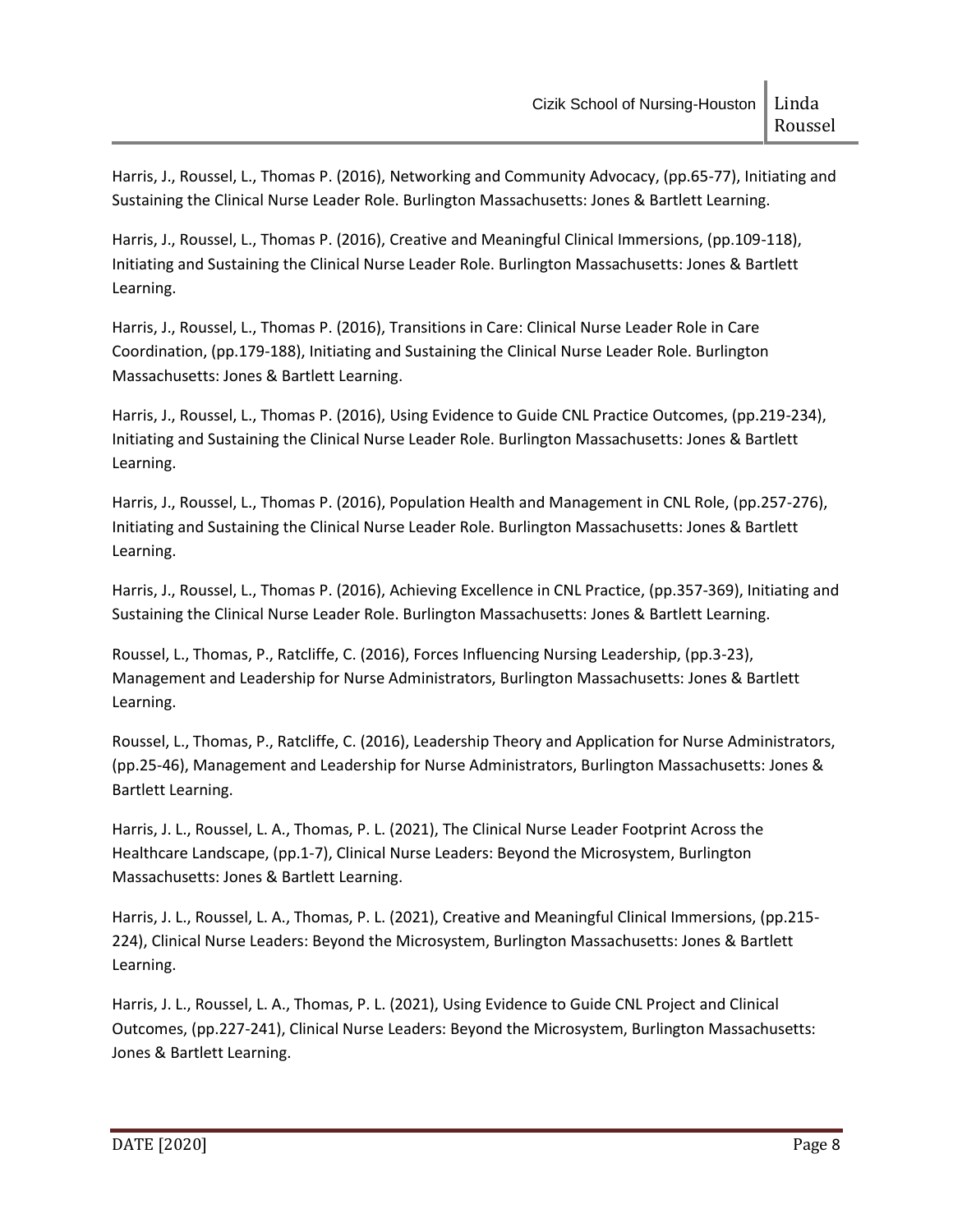Harris, J., Roussel, L., Thomas P. (2016), Networking and Community Advocacy, (pp.65-77), Initiating and Sustaining the Clinical Nurse Leader Role. Burlington Massachusetts: Jones & Bartlett Learning.

Harris, J., Roussel, L., Thomas P. (2016), Creative and Meaningful Clinical Immersions, (pp.109-118), Initiating and Sustaining the Clinical Nurse Leader Role. Burlington Massachusetts: Jones & Bartlett Learning.

Harris, J., Roussel, L., Thomas P. (2016), Transitions in Care: Clinical Nurse Leader Role in Care Coordination, (pp.179-188), Initiating and Sustaining the Clinical Nurse Leader Role. Burlington Massachusetts: Jones & Bartlett Learning.

Harris, J., Roussel, L., Thomas P. (2016), Using Evidence to Guide CNL Practice Outcomes, (pp.219-234), Initiating and Sustaining the Clinical Nurse Leader Role. Burlington Massachusetts: Jones & Bartlett Learning.

Harris, J., Roussel, L., Thomas P. (2016), Population Health and Management in CNL Role, (pp.257-276), Initiating and Sustaining the Clinical Nurse Leader Role. Burlington Massachusetts: Jones & Bartlett Learning.

Harris, J., Roussel, L., Thomas P. (2016), Achieving Excellence in CNL Practice, (pp.357-369), Initiating and Sustaining the Clinical Nurse Leader Role. Burlington Massachusetts: Jones & Bartlett Learning.

Roussel, L., Thomas, P., Ratcliffe, C. (2016), Forces Influencing Nursing Leadership, (pp.3-23), Management and Leadership for Nurse Administrators, Burlington Massachusetts: Jones & Bartlett Learning.

Roussel, L., Thomas, P., Ratcliffe, C. (2016), Leadership Theory and Application for Nurse Administrators, (pp.25-46), Management and Leadership for Nurse Administrators, Burlington Massachusetts: Jones & Bartlett Learning.

Harris, J. L., Roussel, L. A., Thomas, P. L. (2021), The Clinical Nurse Leader Footprint Across the Healthcare Landscape, (pp.1-7), Clinical Nurse Leaders: Beyond the Microsystem, Burlington Massachusetts: Jones & Bartlett Learning.

Harris, J. L., Roussel, L. A., Thomas, P. L. (2021), Creative and Meaningful Clinical Immersions, (pp.215-224), Clinical Nurse Leaders: Beyond the Microsystem, Burlington Massachusetts: Jones & Bartlett Learning.

Harris, J. L., Roussel, L. A., Thomas, P. L. (2021), Using Evidence to Guide CNL Project and Clinical Outcomes, (pp.227-241), Clinical Nurse Leaders: Beyond the Microsystem, Burlington Massachusetts: Jones & Bartlett Learning.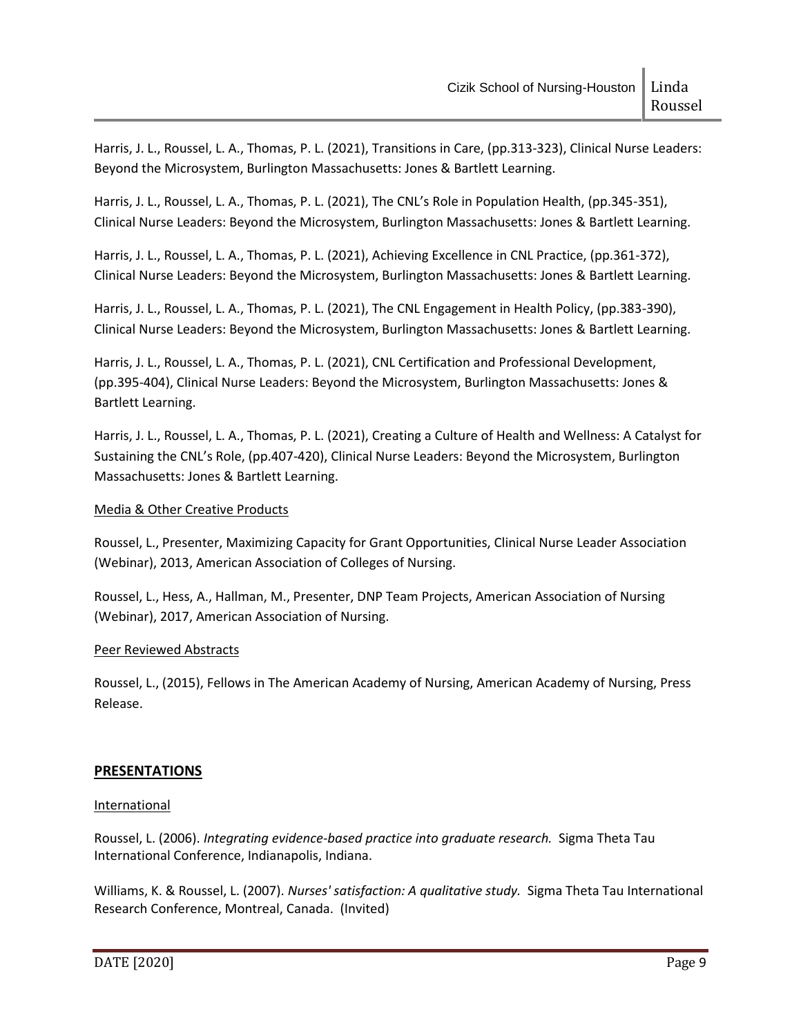Harris, J. L., Roussel, L. A., Thomas, P. L. (2021), Transitions in Care, (pp.313-323), Clinical Nurse Leaders: Beyond the Microsystem, Burlington Massachusetts: Jones & Bartlett Learning.

Harris, J. L., Roussel, L. A., Thomas, P. L. (2021), The CNL's Role in Population Health, (pp.345-351), Clinical Nurse Leaders: Beyond the Microsystem, Burlington Massachusetts: Jones & Bartlett Learning.

Harris, J. L., Roussel, L. A., Thomas, P. L. (2021), Achieving Excellence in CNL Practice, (pp.361-372), Clinical Nurse Leaders: Beyond the Microsystem, Burlington Massachusetts: Jones & Bartlett Learning.

Harris, J. L., Roussel, L. A., Thomas, P. L. (2021), The CNL Engagement in Health Policy, (pp.383-390), Clinical Nurse Leaders: Beyond the Microsystem, Burlington Massachusetts: Jones & Bartlett Learning.

Harris, J. L., Roussel, L. A., Thomas, P. L. (2021), CNL Certification and Professional Development, (pp.395-404), Clinical Nurse Leaders: Beyond the Microsystem, Burlington Massachusetts: Jones & Bartlett Learning.

Harris, J. L., Roussel, L. A., Thomas, P. L. (2021), Creating a Culture of Health and Wellness: A Catalyst for Sustaining the CNL's Role, (pp.407-420), Clinical Nurse Leaders: Beyond the Microsystem, Burlington Massachusetts: Jones & Bartlett Learning.

Media & Other Creative Products

Roussel, L., Presenter, Maximizing Capacity for Grant Opportunities, Clinical Nurse Leader Association (Webinar), 2013, American Association of Colleges of Nursing.

Roussel, L., Hess, A., Hallman, M., Presenter, DNP Team Projects, American Association of Nursing (Webinar), 2017, American Association of Nursing.

Peer Reviewed Abstracts

Roussel, L., (2015), Fellows in The American Academy of Nursing, American Academy of Nursing, Press Release.

## PRESENTATIONS

International

Roussel, L. (2006). *Integrating evidence-based practice into graduate research.* Sigma Theta Tau International Conference, Indianapolis, Indiana.

Williams, K. & Roussel, L. (2007). *Nurses' satisfaction: A qualitative study.* Sigma Theta Tau International Research Conference, Montreal, Canada. (Invited)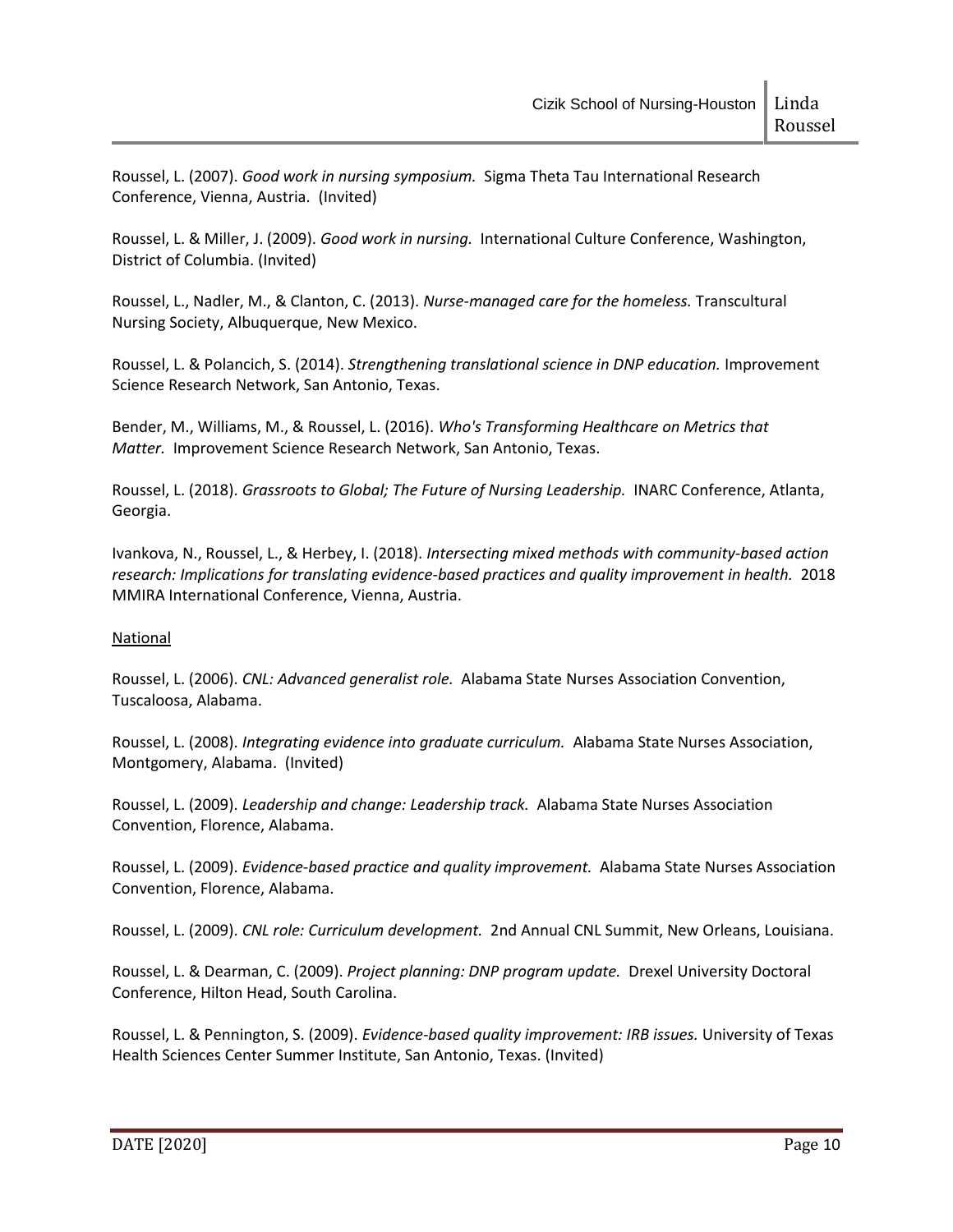Roussel, L. (2007). *Good work in nursing symposium.* Sigma Theta Tau International Research Conference, Vienna, Austria. (Invited)

Roussel, L. & Miller, J. (2009). *Good work in nursing.* International Culture Conference, Washington, District of Columbia. (Invited)

Roussel, L., Nadler, M., & Clanton, C. (2013). *Nurse-managed care for the homeless.* Transcultural Nursing Society, Albuquerque, New Mexico.

Roussel, L. & Polancich, S. (2014). *Strengthening translational science in DNP education.* Improvement Science Research Network, San Antonio, Texas.

Bender, M., Williams, M., & Roussel, L. (2016). *Who's Transforming Healthcare on Metrics that Matter.* Improvement Science Research Network, San Antonio, Texas.

Roussel, L. (2018). *Grassroots to Global; The Future of Nursing Leadership.* INARC Conference, Atlanta, Georgia.

Ivankova, N., Roussel, L., & Herbey, I. (2018). *Intersecting mixed methods with community-based action research: Implications for translating evidence-based practices and quality improvement in health.* 2018 MMIRA International Conference, Vienna, Austria.

<u>National</u>

Roussel, L. (2006). *CNL: Advanced generalist role.* Alabama State Nurses Association Convention, Tuscaloosa, Alabama.

Roussel, L. (2008). *Integrating evidence into graduate curriculum.* Alabama State Nurses Association, Montgomery, Alabama. (Invited)

Roussel, L. (2009). *Leadership and change: Leadership track.* Alabama State Nurses Association Convention, Florence, Alabama.

Roussel, L. (2009). *Evidence-based practice and quality improvement.* Alabama State Nurses Association Convention, Florence, Alabama.

Roussel, L. (2009). *CNL role: Curriculum development.* 2nd Annual CNL Summit, New Orleans, Louisiana.

Roussel, L. & Dearman, C. (2009). *Project planning: DNP program update.* Drexel University Doctoral Conference, Hilton Head, South Carolina.

Roussel, L. & Pennington, S. (2009). *Evidence-based quality improvement: IRB issues.* University of Texas Health Sciences Center Summer Institute, San Antonio, Texas. (Invited)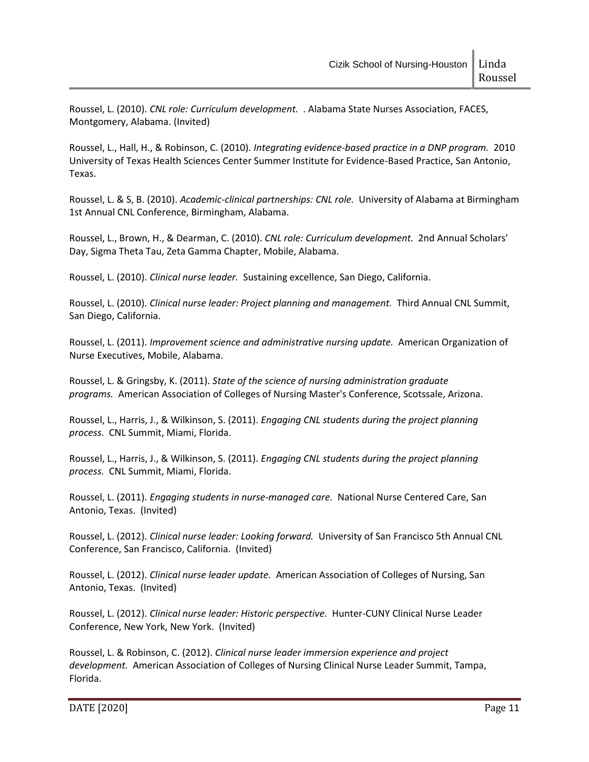Roussel, L. (2010). *CNL role: Curriculum development.* . Alabama State Nurses Association, FACES, Montgomery, Alabama. (Invited)

Roussel, L., Hall, H., & Robinson, C. (2010). *Integrating evidence-based practice in a DNP program.* 2010 University of Texas Health Sciences Center Summer Institute for Evidence-Based Practice, San Antonio, Texas.

Roussel, L. & S, B. (2010). *Academic-clinical partnerships: CNL role.* University of Alabama at Birmingham 1st Annual CNL Conference, Birmingham, Alabama.

Roussel, L., Brown, H., & Dearman, C. (2010). *CNL role: Curriculum development.* 2nd Annual Scholars' Day, Sigma Theta Tau, Zeta Gamma Chapter, Mobile, Alabama.

Roussel, L. (2010). *Clinical nurse leader.* Sustaining excellence, San Diego, California.

Roussel, L. (2010). *Clinical nurse leader: Project planning and management.* Third Annual CNL Summit, San Diego, California.

Roussel, L. (2011). *Improvement science and administrative nursing update.* American Organization of Nurse Executives, Mobile, Alabama.

Roussel, L. & Gringsby, K. (2011). *State of the science of nursing administration graduate programs.* American Association of Colleges of Nursing Master's Conference, Scotssale, Arizona.

Roussel, L., Harris, J., & Wilkinson, S. (2011). *Engaging CNL students during the project planning process.* CNL Summit, Miami, Florida.

Roussel, L., Harris, J., & Wilkinson, S. (2011). *Engaging CNL students during the project planning process.* CNL Summit, Miami, Florida.

Roussel, L. (2011). *Engaging students in nurse-managed care.* National Nurse Centered Care, San Antonio, Texas. (Invited)

Roussel, L. (2012). *Clinical nurse leader: Looking forward.* University of San Francisco 5th Annual CNL Conference, San Francisco, California. (Invited)

Roussel, L. (2012). *Clinical nurse leader update.* American Association of Colleges of Nursing, San Antonio, Texas. (Invited)

Roussel, L. (2012). *Clinical nurse leader: Historic perspective.* Hunter-CUNY Clinical Nurse Leader Conference, New York, New York. (Invited)

Roussel, L. & Robinson, C. (2012). *Clinical nurse leader immersion experience and project development.* American Association of Colleges of Nursing Clinical Nurse Leader Summit, Tampa, Florida.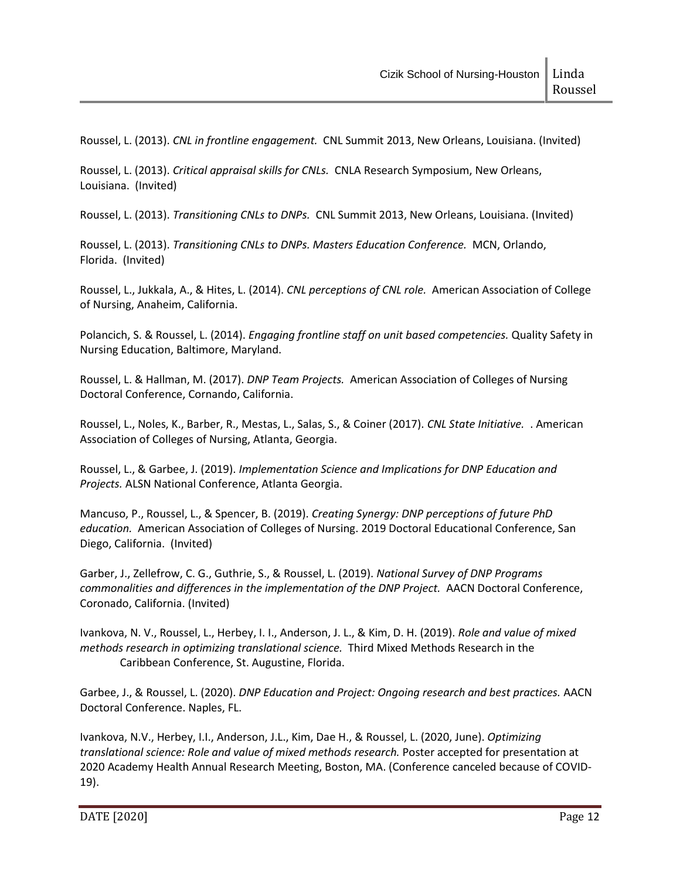Roussel, L. (2013). *CNL in frontline engagement.* CNL Summit 2013, New Orleans, Louisiana. (Invited)

Roussel, L. (2013). *Critical appraisal skills for CNLs.* CNLA Research Symposium, New Orleans, Louisiana. (Invited)

Roussel, L. (2013). *Transitioning CNLs to DNPs.* CNL Summit 2013, New Orleans, Louisiana. (Invited)

Roussel, L. (2013). *Transitioning CNLs to DNPs. Masters Education Conference.* MCN, Orlando, Florida. (Invited)

Roussel, L., Jukkala, A., & Hites, L. (2014). *CNL perceptions of CNL role.* American Association of College of Nursing, Anaheim, California.

Polancich, S. & Roussel, L. (2014). *Engaging frontline staff on unit based competencies.* Quality Safety in Nursing Education, Baltimore, Maryland.

Roussel, L. & Hallman, M. (2017). *DNP Team Projects.* American Association of Colleges of Nursing Doctoral Conference, Cornando, California.

Roussel, L., Noles, K., Barber, R., Mestas, L., Salas, S., & Coiner (2017). *CNL State Initiative.* . American Association of Colleges of Nursing, Atlanta, Georgia.

Roussel, L., & Garbee, J. (2019). *Implementation Science and Implications for DNP Education and Projects.* ALSN National Conference, Atlanta Georgia.

Mancuso, P., Roussel, L., & Spencer, B. (2019). *Creating Synergy: DNP perceptions of future PhD education.* American Association of Colleges of Nursing. 2019 Doctoral Educational Conference, San Diego, California. (Invited)

Garber, J., Zellefrow, C. G., Guthrie, S., & Roussel, L. (2019). *National Survey of DNP Programs commonalities and differences in the implementation of the DNP Project.* AACN Doctoral Conference, Coronado, California. (Invited)

Ivankova, N. V., Roussel, L., Herbey, I. I., Anderson, J. L., & Kim, D. H. (2019). *Role and value of mixed methods research in optimizing translational science.* Third Mixed Methods Research in the Caribbean Conference, St. Augustine, Florida.

Garbee, J., & Roussel, L. (2020). *DNP Education and Project: Ongoing research and best practices.* AACN Doctoral Conference. Naples, FL.

Ivankova, N.V., Herbey, I.I., Anderson, J.L., Kim, Dae H., & Roussel, L. (2020, June). *Optimizing translational science: Role and value of mixed methods research.* Poster accepted for presentation at 2020 Academy Health Annual Research Meeting, Boston, MA. (Conference canceled because of COVID-19).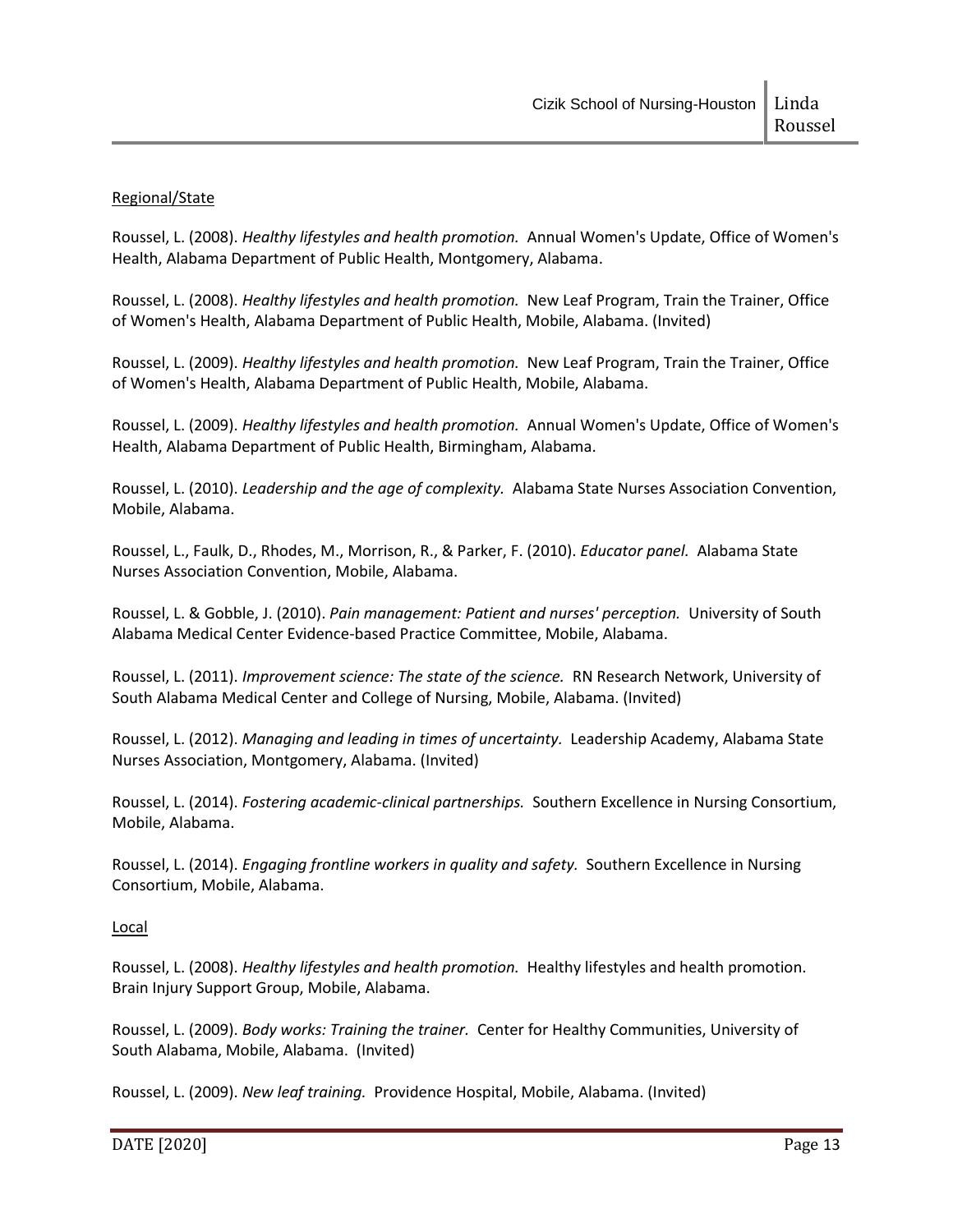Regional/State

Roussel, L. (2008). *Healthy lifestyles and health promotion.* Annual Women's Update, Office of Women's Health, Alabama Department of Public Health, Montgomery, Alabama.

Roussel, L. (2008). *Healthy lifestyles and health promotion.* New Leaf Program, Train the Trainer, Office of Women's Health, Alabama Department of Public Health, Mobile, Alabama. (Invited)

Roussel, L. (2009). *Healthy lifestyles and health promotion.* New Leaf Program, Train the Trainer, Office of Women's Health, Alabama Department of Public Health, Mobile, Alabama.

Roussel, L. (2009). *Healthy lifestyles and health promotion.* Annual Women's Update, Office of Women's Health, Alabama Department of Public Health, Birmingham, Alabama.

Roussel, L. (2010). *Leadership and the age of complexity.* Alabama State Nurses Association Convention, Mobile, Alabama.

Roussel, L., Faulk, D., Rhodes, M., Morrison, R., & Parker, F. (2010). *Educator panel.* Alabama State Nurses Association Convention, Mobile, Alabama.

Roussel, L. & Gobble, J. (2010). *Pain management: Patient and nurses' perception.* University of South Alabama Medical Center Evidence-based Practice Committee, Mobile, Alabama.

Roussel, L. (2011). *Improvement science: The state of the science.* RN Research Network, University of South Alabama Medical Center and College of Nursing, Mobile, Alabama. (Invited)

Roussel, L. (2012). *Managing and leading in times of uncertainty.* Leadership Academy, Alabama State Nurses Association, Montgomery, Alabama. (Invited)

Roussel, L. (2014). *Fostering academic-clinical partnerships.* Southern Excellence in Nursing Consortium, Mobile, Alabama.

Roussel, L. (2014). *Engaging frontline workers in quality and safety.* Southern Excellence in Nursing Consortium, Mobile, Alabama.

Local

Roussel, L. (2008). *Healthy lifestyles and health promotion.* Healthy lifestyles and health promotion. Brain Injury Support Group, Mobile, Alabama.

Roussel, L. (2009). *Body works: Training the trainer.* Center for Healthy Communities, University of South Alabama, Mobile, Alabama. (Invited)

Roussel, L. (2009). *New leaf training.* Providence Hospital, Mobile, Alabama. (Invited)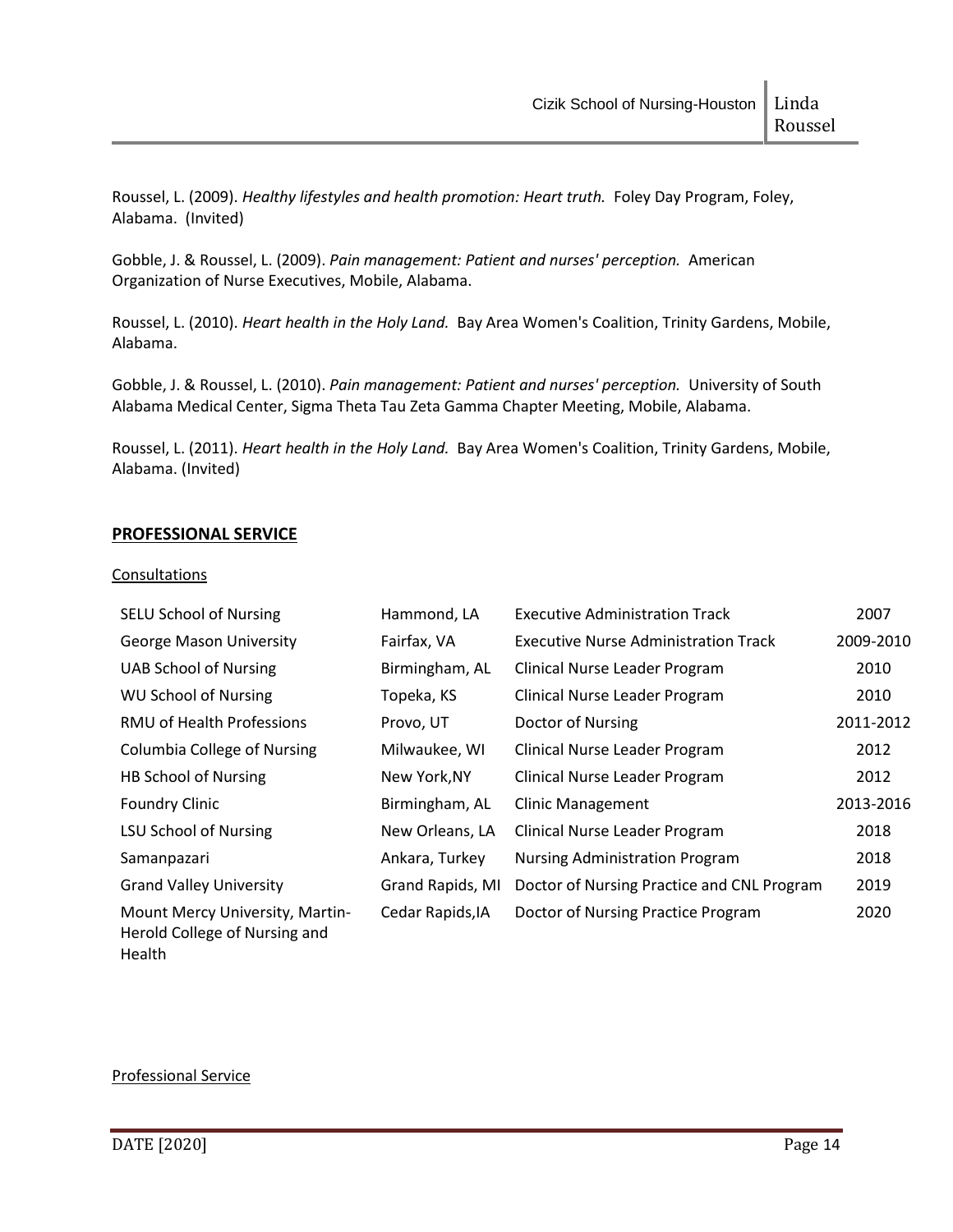Roussel, L. (2009). *Healthy lifestyles and health promotion: Heart truth.* Foley Day Program, Foley, Alabama. (Invited)

Gobble, J. & Roussel, L. (2009). *Pain management: Patient and nurses' perception.* American Organization of Nurse Executives, Mobile, Alabama.

Roussel, L. (2010). *Heart health in the Holy Land.* Bay Area Women's Coalition, Trinity Gardens, Mobile, Alabama.

Gobble, J. & Roussel, L. (2010). *Pain management: Patient and nurses' perception.* University of South Alabama Medical Center, Sigma Theta Tau Zeta Gamma Chapter Meeting, Mobile, Alabama.

Roussel, L. (2011). *Heart health in the Holy Land.* Bay Area Women's Coalition, Trinity Gardens, Mobile, Alabama. (Invited)

## PROFESSIONAL SERVICE

### Consultations

| | | | |
|---|---|---|---|
| SELU School of Nursing | Hammond, LA | Executive Administration Track | 2007 |
| George Mason University | Fairfax, VA | Executive Nurse Administration Track | 2009-2010 |
| UAB School of Nursing | Birmingham, AL | Clinical Nurse Leader Program | 2010 |
| WU School of Nursing | Topeka, KS | Clinical Nurse Leader Program | 2010 |
| RMU of Health Professions | Provo, UT | Doctor of Nursing | 2011-2012 |
| Columbia College of Nursing | Milwaukee, WI | Clinical Nurse Leader Program | 2012 |
| HB School of Nursing | New York,NY | Clinical Nurse Leader Program | 2012 |
| Foundry Clinic | Birmingham, AL | Clinic Management | 2013-2016 |
| LSU School of Nursing | New Orleans, LA | Clinical Nurse Leader Program | 2018 |
| Samanpazari | Ankara, Turkey | Nursing Administration Program | 2018 |
| Grand Valley University | Grand Rapids, MI | Doctor of Nursing Practice and CNL Program | 2019 |
| Mount Mercy University, Martin-Herold College of Nursing and Health | Cedar Rapids,IA | Doctor of Nursing Practice Program | 2020 |

### Professional Service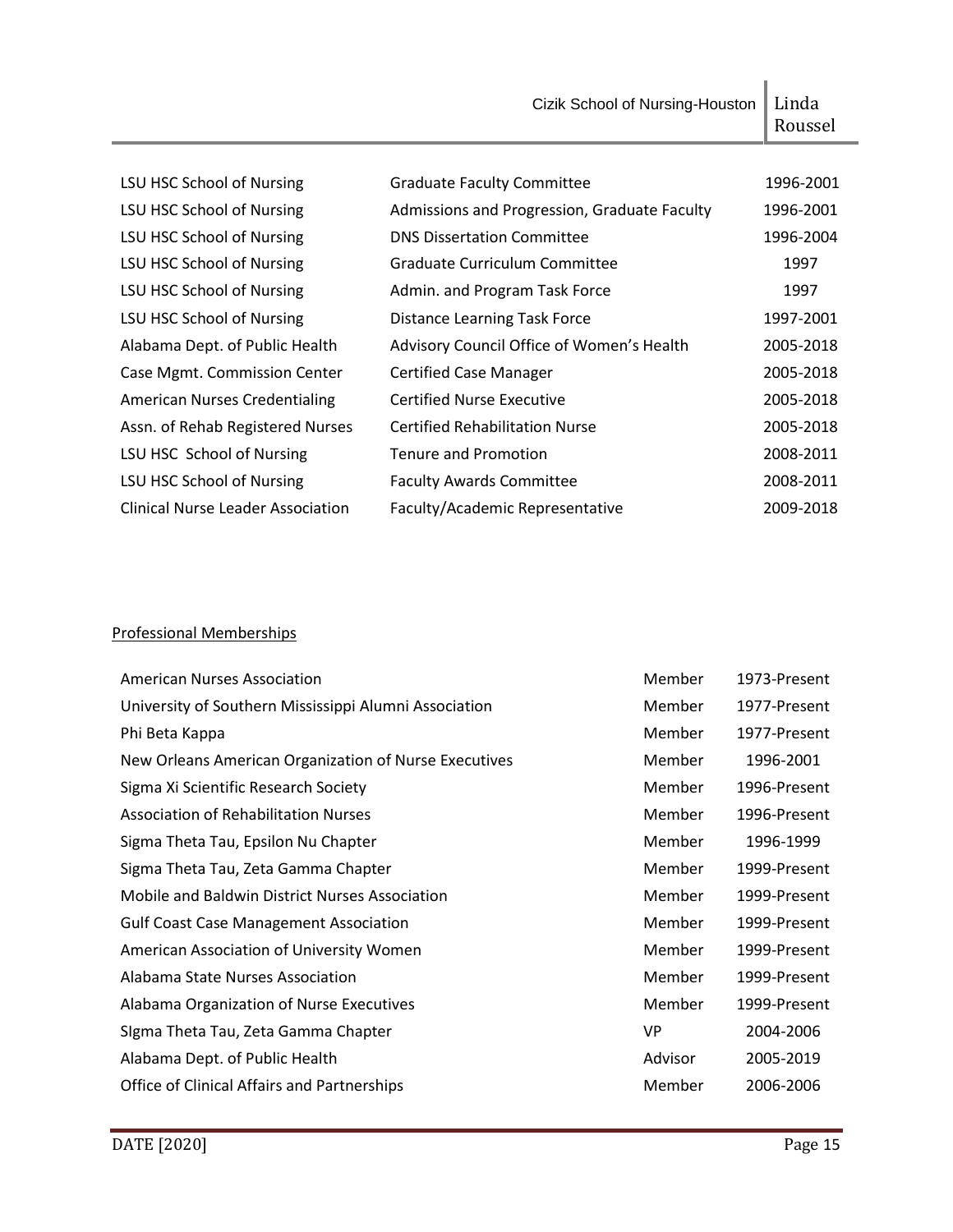| | | |
|---|---|---|
| LSU HSC School of Nursing | Graduate Faculty Committee | 1996-2001 |
| LSU HSC School of Nursing | Admissions and Progression, Graduate Faculty | 1996-2001 |
| LSU HSC School of Nursing | DNS Dissertation Committee | 1996-2004 |
| LSU HSC School of Nursing | Graduate Curriculum Committee | 1997 |
| LSU HSC School of Nursing | Admin. and Program Task Force | 1997 |
| LSU HSC School of Nursing | Distance Learning Task Force | 1997-2001 |
| Alabama Dept. of Public Health | Advisory Council Office of Women's Health | 2005-2018 |
| Case Mgmt. Commission Center | Certified Case Manager | 2005-2018 |
| American Nurses Credentialing | Certified Nurse Executive | 2005-2018 |
| Assn. of Rehab Registered Nurses | Certified Rehabilitation Nurse | 2005-2018 |
| LSU HSC School of Nursing | Tenure and Promotion | 2008-2011 |
| LSU HSC School of Nursing | Faculty Awards Committee | 2008-2011 |
| Clinical Nurse Leader Association | Faculty/Academic Representative | 2009-2018 |

<u>Professional Memberships</u>

| | | |
|---|---|---|
| American Nurses Association | Member | 1973-Present |
| University of Southern Mississippi Alumni Association | Member | 1977-Present |
| Phi Beta Kappa | Member | 1977-Present |
| New Orleans American Organization of Nurse Executives | Member | 1996-2001 |
| Sigma Xi Scientific Research Society | Member | 1996-Present |
| Association of Rehabilitation Nurses | Member | 1996-Present |
| Sigma Theta Tau, Epsilon Nu Chapter | Member | 1996-1999 |
| Sigma Theta Tau, Zeta Gamma Chapter | Member | 1999-Present |
| Mobile and Baldwin District Nurses Association | Member | 1999-Present |
| Gulf Coast Case Management Association | Member | 1999-Present |
| American Association of University Women | Member | 1999-Present |
| Alabama State Nurses Association | Member | 1999-Present |
| Alabama Organization of Nurse Executives | Member | 1999-Present |
| SIgma Theta Tau, Zeta Gamma Chapter | VP | 2004-2006 |
| Alabama Dept. of Public Health | Advisor | 2005-2019 |
| Office of Clinical Affairs and Partnerships | Member | 2006-2006 |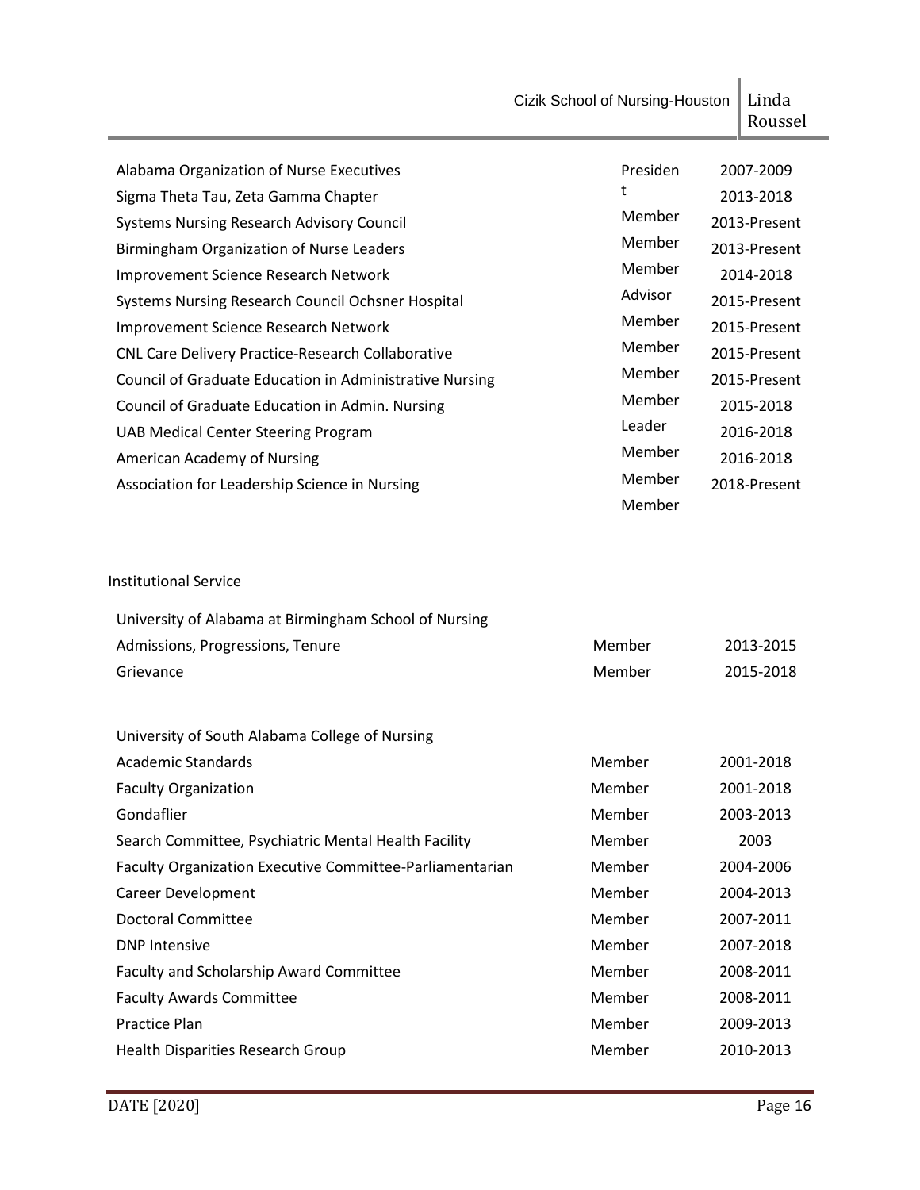| | | |
|---|---|---|
| Alabama Organization of Nurse Executives | President | 2007-2009 |
| Sigma Theta Tau, Zeta Gamma Chapter | Member | 2013-2018 |
| Systems Nursing Research Advisory Council | Member | 2013-Present |
| Birmingham Organization of Nurse Leaders | Member | 2013-Present |
| Improvement Science Research Network | Advisor | 2014-2018 |
| Systems Nursing Research Council Ochsner Hospital | Member | 2015-Present |
| Improvement Science Research Network | Member | 2015-Present |
| CNL Care Delivery Practice-Research Collaborative | Member | 2015-Present |
| Council of Graduate Education in Administrative Nursing | Member | 2015-Present |
| Council of Graduate Education in Admin. Nursing | Leader | 2015-2018 |
| UAB Medical Center Steering Program | Member | 2016-2018 |
| American Academy of Nursing | Member | 2016-2018 |
| Association for Leadership Science in Nursing | Member | 2018-Present |

## Institutional Service

University of Alabama at Birmingham School of Nursing

| | | |
|---|---|---|
| Admissions, Progressions, Tenure | Member | 2013-2015 |
| Grievance | Member | 2015-2018 |

University of South Alabama College of Nursing

| | | |
|---|---|---|
| Academic Standards | Member | 2001-2018 |
| Faculty Organization | Member | 2001-2018 |
| Gondaflier | Member | 2003-2013 |
| Search Committee, Psychiatric Mental Health Facility | Member | 2003 |
| Faculty Organization Executive Committee-Parliamentarian | Member | 2004-2006 |
| Career Development | Member | 2004-2013 |
| Doctoral Committee | Member | 2007-2011 |
| DNP Intensive | Member | 2007-2018 |
| Faculty and Scholarship Award Committee | Member | 2008-2011 |
| Faculty Awards Committee | Member | 2008-2011 |
| Practice Plan | Member | 2009-2013 |
| Health Disparities Research Group | Member | 2010-2013 |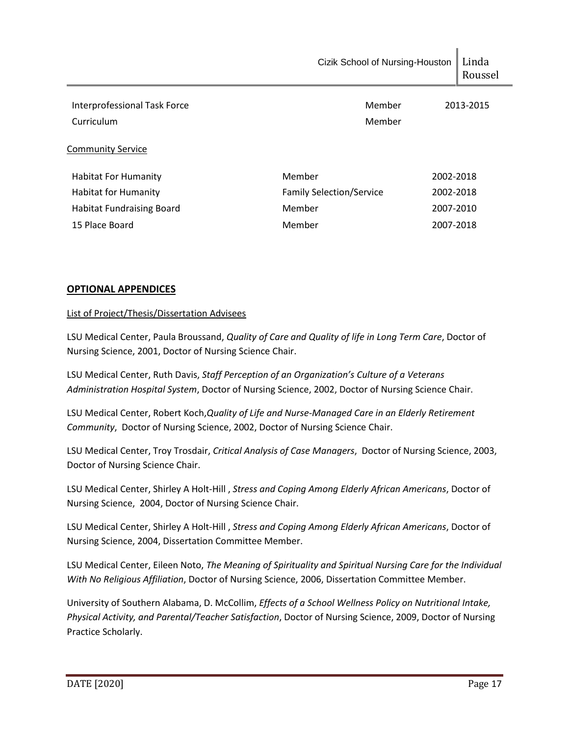| | | |
|---|---|---|
| Interprofessional Task Force | Member | 2013-2015 |
| Curriculum | Member | |

Community Service

| | | |
|---|---|---|
| Habitat For Humanity | Member | 2002-2018 |
| Habitat for Humanity | Family Selection/Service | 2002-2018 |
| Habitat Fundraising Board | Member | 2007-2010 |
| 15 Place Board | Member | 2007-2018 |

## OPTIONAL APPENDICES

List of Project/Thesis/Dissertation Advisees

LSU Medical Center, Paula Broussand, *Quality of Care and Quality of life in Long Term Care*, Doctor of Nursing Science, 2001, Doctor of Nursing Science Chair.

LSU Medical Center, Ruth Davis, *Staff Perception of an Organization's Culture of a Veterans Administration Hospital System*, Doctor of Nursing Science, 2002, Doctor of Nursing Science Chair.

LSU Medical Center, Robert Koch,*Quality of Life and Nurse-Managed Care in an Elderly Retirement Community*, Doctor of Nursing Science, 2002, Doctor of Nursing Science Chair.

LSU Medical Center, Troy Trosdair, *Critical Analysis of Case Managers*, Doctor of Nursing Science, 2003, Doctor of Nursing Science Chair.

LSU Medical Center, Shirley A Holt-Hill , *Stress and Coping Among Elderly African Americans*, Doctor of Nursing Science, 2004, Doctor of Nursing Science Chair.

LSU Medical Center, Shirley A Holt-Hill , *Stress and Coping Among Elderly African Americans*, Doctor of Nursing Science, 2004, Dissertation Committee Member.

LSU Medical Center, Eileen Noto, *The Meaning of Spirituality and Spiritual Nursing Care for the Individual With No Religious Affiliation*, Doctor of Nursing Science, 2006, Dissertation Committee Member.

University of Southern Alabama, D. McCollim, *Effects of a School Wellness Policy on Nutritional Intake, Physical Activity, and Parental/Teacher Satisfaction*, Doctor of Nursing Science, 2009, Doctor of Nursing Practice Scholarly.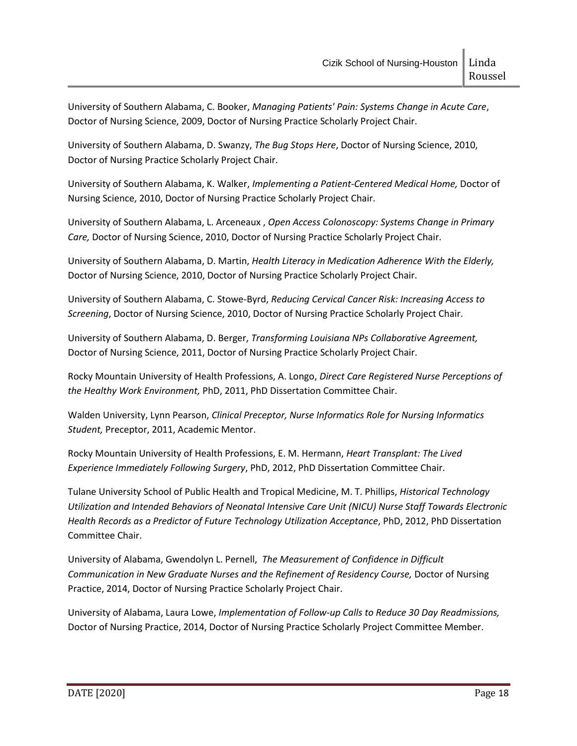University of Southern Alabama, C. Booker, *Managing Patients' Pain: Systems Change in Acute Care*, Doctor of Nursing Science, 2009, Doctor of Nursing Practice Scholarly Project Chair.

University of Southern Alabama, D. Swanzy, *The Bug Stops Here*, Doctor of Nursing Science, 2010, Doctor of Nursing Practice Scholarly Project Chair.

University of Southern Alabama, K. Walker, *Implementing a Patient-Centered Medical Home,* Doctor of Nursing Science, 2010, Doctor of Nursing Practice Scholarly Project Chair.

University of Southern Alabama, L. Arceneaux , *Open Access Colonoscopy: Systems Change in Primary Care,* Doctor of Nursing Science, 2010, Doctor of Nursing Practice Scholarly Project Chair.

University of Southern Alabama, D. Martin, *Health Literacy in Medication Adherence With the Elderly,* Doctor of Nursing Science, 2010, Doctor of Nursing Practice Scholarly Project Chair.

University of Southern Alabama, C. Stowe-Byrd, *Reducing Cervical Cancer Risk: Increasing Access to Screening*, Doctor of Nursing Science, 2010, Doctor of Nursing Practice Scholarly Project Chair.

University of Southern Alabama, D. Berger, *Transforming Louisiana NPs Collaborative Agreement,* Doctor of Nursing Science, 2011, Doctor of Nursing Practice Scholarly Project Chair.

Rocky Mountain University of Health Professions, A. Longo, *Direct Care Registered Nurse Perceptions of the Healthy Work Environment,* PhD, 2011, PhD Dissertation Committee Chair.

Walden University, Lynn Pearson, *Clinical Preceptor, Nurse Informatics Role for Nursing Informatics Student,* Preceptor, 2011, Academic Mentor.

Rocky Mountain University of Health Professions, E. M. Hermann, *Heart Transplant: The Lived Experience Immediately Following Surgery*, PhD, 2012, PhD Dissertation Committee Chair.

Tulane University School of Public Health and Tropical Medicine, M. T. Phillips, *Historical Technology Utilization and Intended Behaviors of Neonatal Intensive Care Unit (NICU) Nurse Staff Towards Electronic Health Records as a Predictor of Future Technology Utilization Acceptance*, PhD, 2012, PhD Dissertation Committee Chair.

University of Alabama, Gwendolyn L. Pernell, *The Measurement of Confidence in Difficult Communication in New Graduate Nurses and the Refinement of Residency Course,* Doctor of Nursing Practice, 2014, Doctor of Nursing Practice Scholarly Project Chair.

University of Alabama, Laura Lowe, *Implementation of Follow-up Calls to Reduce 30 Day Readmissions,* Doctor of Nursing Practice, 2014, Doctor of Nursing Practice Scholarly Project Committee Member.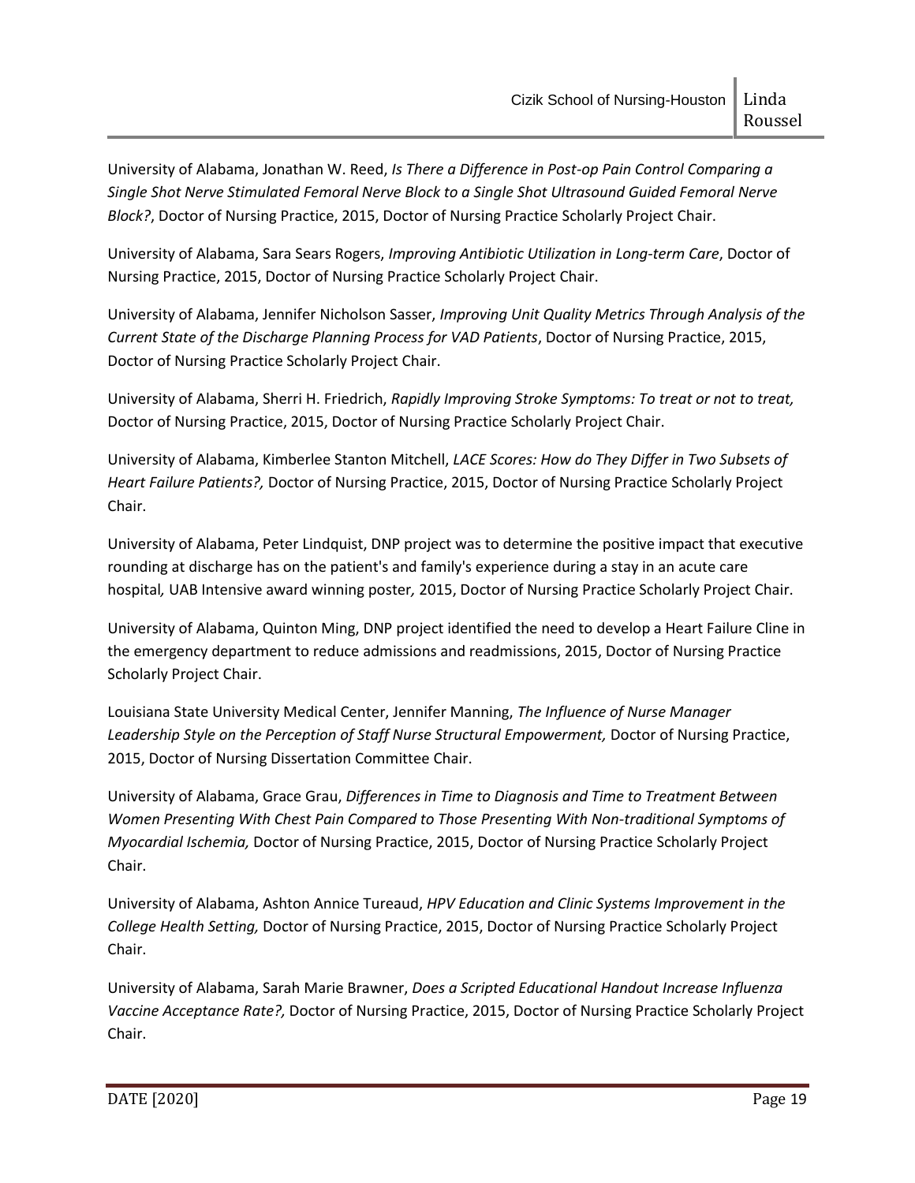University of Alabama, Jonathan W. Reed, *Is There a Difference in Post-op Pain Control Comparing a Single Shot Nerve Stimulated Femoral Nerve Block to a Single Shot Ultrasound Guided Femoral Nerve Block?*, Doctor of Nursing Practice, 2015, Doctor of Nursing Practice Scholarly Project Chair.

University of Alabama, Sara Sears Rogers, *Improving Antibiotic Utilization in Long-term Care*, Doctor of Nursing Practice, 2015, Doctor of Nursing Practice Scholarly Project Chair.

University of Alabama, Jennifer Nicholson Sasser, *Improving Unit Quality Metrics Through Analysis of the Current State of the Discharge Planning Process for VAD Patients*, Doctor of Nursing Practice, 2015, Doctor of Nursing Practice Scholarly Project Chair.

University of Alabama, Sherri H. Friedrich, *Rapidly Improving Stroke Symptoms: To treat or not to treat,* Doctor of Nursing Practice, 2015, Doctor of Nursing Practice Scholarly Project Chair.

University of Alabama, Kimberlee Stanton Mitchell, *LACE Scores: How do They Differ in Two Subsets of Heart Failure Patients?,* Doctor of Nursing Practice, 2015, Doctor of Nursing Practice Scholarly Project Chair.

University of Alabama, Peter Lindquist, DNP project was to determine the positive impact that executive rounding at discharge has on the patient's and family's experience during a stay in an acute care hospital*,* UAB Intensive award winning poster*,* 2015, Doctor of Nursing Practice Scholarly Project Chair.

University of Alabama, Quinton Ming, DNP project identified the need to develop a Heart Failure Cline in the emergency department to reduce admissions and readmissions, 2015, Doctor of Nursing Practice Scholarly Project Chair.

Louisiana State University Medical Center, Jennifer Manning, *The Influence of Nurse Manager Leadership Style on the Perception of Staff Nurse Structural Empowerment,* Doctor of Nursing Practice, 2015, Doctor of Nursing Dissertation Committee Chair.

University of Alabama, Grace Grau, *Differences in Time to Diagnosis and Time to Treatment Between Women Presenting With Chest Pain Compared to Those Presenting With Non-traditional Symptoms of Myocardial Ischemia,* Doctor of Nursing Practice, 2015, Doctor of Nursing Practice Scholarly Project Chair.

University of Alabama, Ashton Annice Tureaud, *HPV Education and Clinic Systems Improvement in the College Health Setting,* Doctor of Nursing Practice, 2015, Doctor of Nursing Practice Scholarly Project Chair.

University of Alabama, Sarah Marie Brawner, *Does a Scripted Educational Handout Increase Influenza Vaccine Acceptance Rate?,* Doctor of Nursing Practice, 2015, Doctor of Nursing Practice Scholarly Project Chair.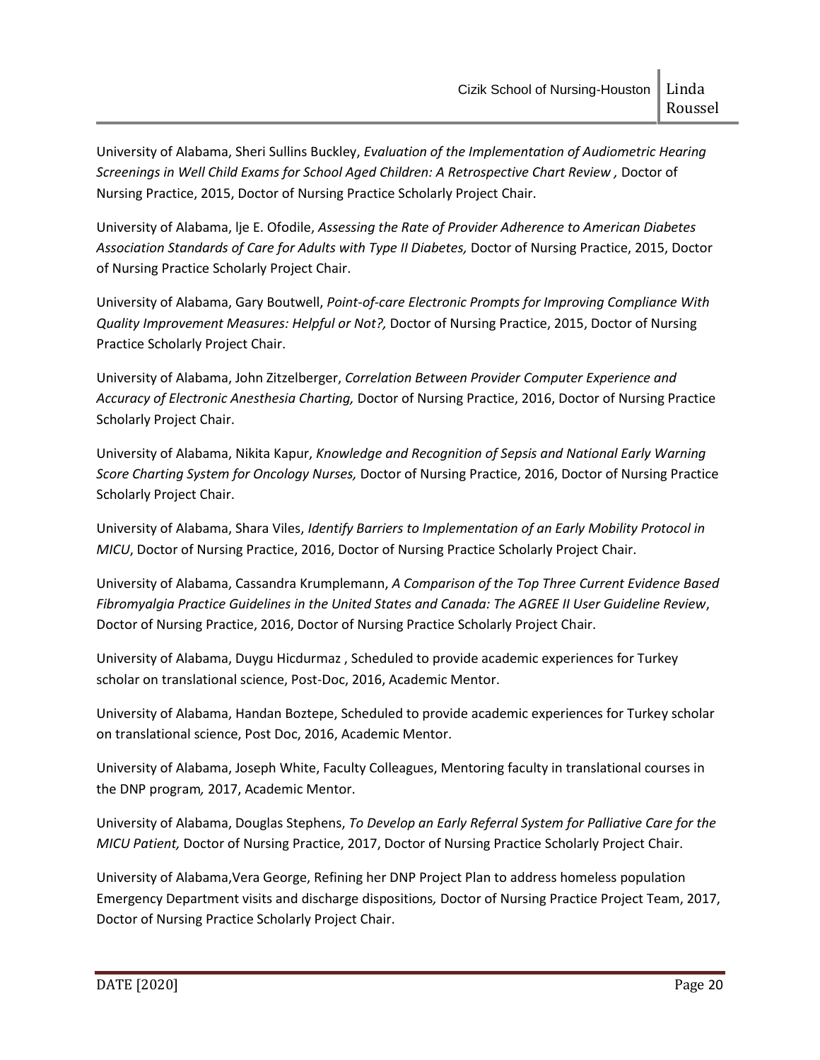University of Alabama, Sheri Sullins Buckley, *Evaluation of the Implementation of Audiometric Hearing Screenings in Well Child Exams for School Aged Children: A Retrospective Chart Review ,* Doctor of Nursing Practice, 2015, Doctor of Nursing Practice Scholarly Project Chair.

University of Alabama, Ije E. Ofodile, *Assessing the Rate of Provider Adherence to American Diabetes Association Standards of Care for Adults with Type II Diabetes,* Doctor of Nursing Practice, 2015, Doctor of Nursing Practice Scholarly Project Chair.

University of Alabama, Gary Boutwell, *Point-of-care Electronic Prompts for Improving Compliance With Quality Improvement Measures: Helpful or Not?,* Doctor of Nursing Practice, 2015, Doctor of Nursing Practice Scholarly Project Chair.

University of Alabama, John Zitzelberger, *Correlation Between Provider Computer Experience and Accuracy of Electronic Anesthesia Charting,* Doctor of Nursing Practice, 2016, Doctor of Nursing Practice Scholarly Project Chair.

University of Alabama, Nikita Kapur, *Knowledge and Recognition of Sepsis and National Early Warning Score Charting System for Oncology Nurses,* Doctor of Nursing Practice, 2016, Doctor of Nursing Practice Scholarly Project Chair.

University of Alabama, Shara Viles, *Identify Barriers to Implementation of an Early Mobility Protocol in MICU*, Doctor of Nursing Practice, 2016, Doctor of Nursing Practice Scholarly Project Chair.

University of Alabama, Cassandra Krumplemann, *A Comparison of the Top Three Current Evidence Based Fibromyalgia Practice Guidelines in the United States and Canada: The AGREE II User Guideline Review*, Doctor of Nursing Practice, 2016, Doctor of Nursing Practice Scholarly Project Chair.

University of Alabama, Duygu Hicdurmaz , Scheduled to provide academic experiences for Turkey scholar on translational science, Post-Doc, 2016, Academic Mentor.

University of Alabama, Handan Boztepe, Scheduled to provide academic experiences for Turkey scholar on translational science, Post Doc, 2016, Academic Mentor.

University of Alabama, Joseph White, Faculty Colleagues, Mentoring faculty in translational courses in the DNP program*,* 2017, Academic Mentor.

University of Alabama, Douglas Stephens, *To Develop an Early Referral System for Palliative Care for the MICU Patient,* Doctor of Nursing Practice, 2017, Doctor of Nursing Practice Scholarly Project Chair.

University of Alabama,Vera George, Refining her DNP Project Plan to address homeless population Emergency Department visits and discharge dispositions*,* Doctor of Nursing Practice Project Team, 2017, Doctor of Nursing Practice Scholarly Project Chair.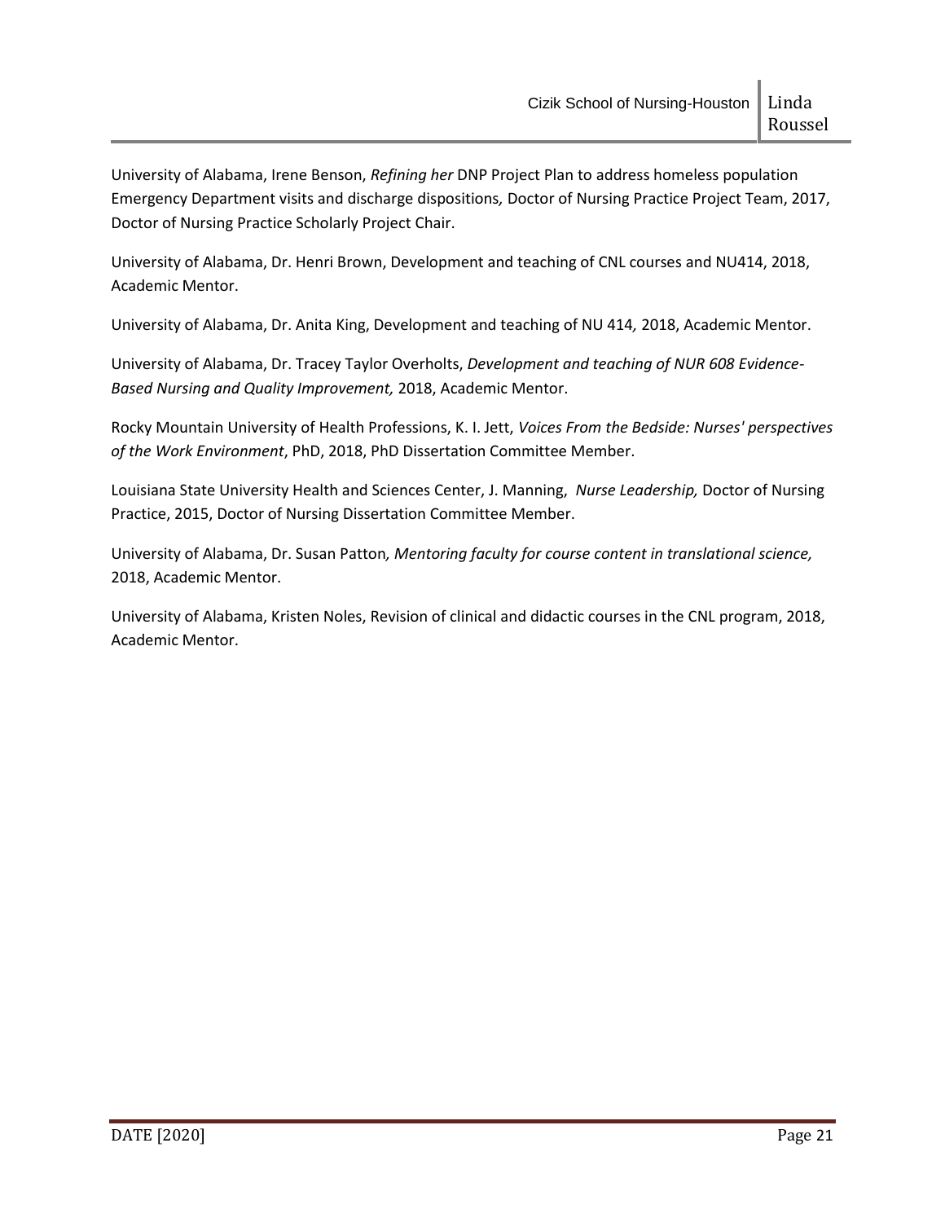University of Alabama, Irene Benson, *Refining her* DNP Project Plan to address homeless population Emergency Department visits and discharge dispositions*,* Doctor of Nursing Practice Project Team, 2017, Doctor of Nursing Practice Scholarly Project Chair.

University of Alabama, Dr. Henri Brown, Development and teaching of CNL courses and NU414, 2018, Academic Mentor.

University of Alabama, Dr. Anita King, Development and teaching of NU 414*,* 2018, Academic Mentor.

University of Alabama, Dr. Tracey Taylor Overholts, *Development and teaching of NUR 608 Evidence-Based Nursing and Quality Improvement,* 2018, Academic Mentor.

Rocky Mountain University of Health Professions, K. I. Jett, *Voices From the Bedside: Nurses' perspectives of the Work Environment*, PhD, 2018, PhD Dissertation Committee Member.

Louisiana State University Health and Sciences Center, J. Manning, *Nurse Leadership,* Doctor of Nursing Practice, 2015, Doctor of Nursing Dissertation Committee Member.

University of Alabama, Dr. Susan Patton*, Mentoring faculty for course content in translational science,* 2018, Academic Mentor.

University of Alabama, Kristen Noles, Revision of clinical and didactic courses in the CNL program, 2018, Academic Mentor.